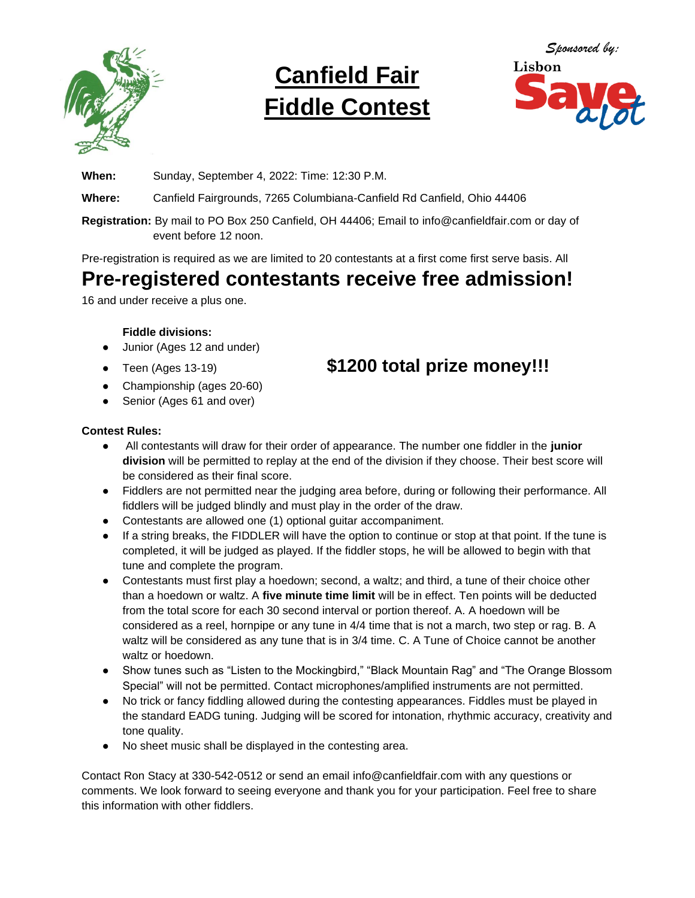# Canfield Fair Fiddle Contest

*Sponsored by:*

Lisbon Save a lot

**When:** Sunday, September 4, 2022: Time: 12:30 P.M.

**Where:** Canfield Fairgrounds, 7265 Columbiana-Canfield Rd Canfield, Ohio 44406

**Registration:** By mail to PO Box 250 Canfield, OH 44406; Email to info@canfieldfair.com or day of event before 12 noon.

Pre-registration is required as we are limited to 20 contestants at a first come first serve basis. All

## Pre-registered contestants receive free admission!

16 and under receive a plus one.

**Fiddle divisions:**

- Junior (Ages 12 and under)
- Teen (Ages 13-19)
- Championship (ages 20-60)
- Senior (Ages 61 and over)

## $1200 total prize money!!!

**Contest Rules:**

- All contestants will draw for their order of appearance. The number one fiddler in the **junior division** will be permitted to replay at the end of the division if they choose. Their best score will be considered as their final score.
- Fiddlers are not permitted near the judging area before, during or following their performance. All fiddlers will be judged blindly and must play in the order of the draw.
- Contestants are allowed one (1) optional guitar accompaniment.
- If a string breaks, the FIDDLER will have the option to continue or stop at that point. If the tune is completed, it will be judged as played. If the fiddler stops, he will be allowed to begin with that tune and complete the program.
- Contestants must first play a hoedown; second, a waltz; and third, a tune of their choice other than a hoedown or waltz. A **five minute time limit** will be in effect. Ten points will be deducted from the total score for each 30 second interval or portion thereof. A. A hoedown will be considered as a reel, hornpipe or any tune in 4/4 time that is not a march, two step or rag. B. A waltz will be considered as any tune that is in 3/4 time. C. A Tune of Choice cannot be another waltz or hoedown.
- Show tunes such as "Listen to the Mockingbird," "Black Mountain Rag" and "The Orange Blossom Special" will not be permitted. Contact microphones/amplified instruments are not permitted.
- No trick or fancy fiddling allowed during the contesting appearances. Fiddles must be played in the standard EADG tuning. Judging will be scored for intonation, rhythmic accuracy, creativity and tone quality.
- No sheet music shall be displayed in the contesting area.

Contact Ron Stacy at 330-542-0512 or send an email info@canfieldfair.com with any questions or comments. We look forward to seeing everyone and thank you for your participation. Feel free to share this information with other fiddlers.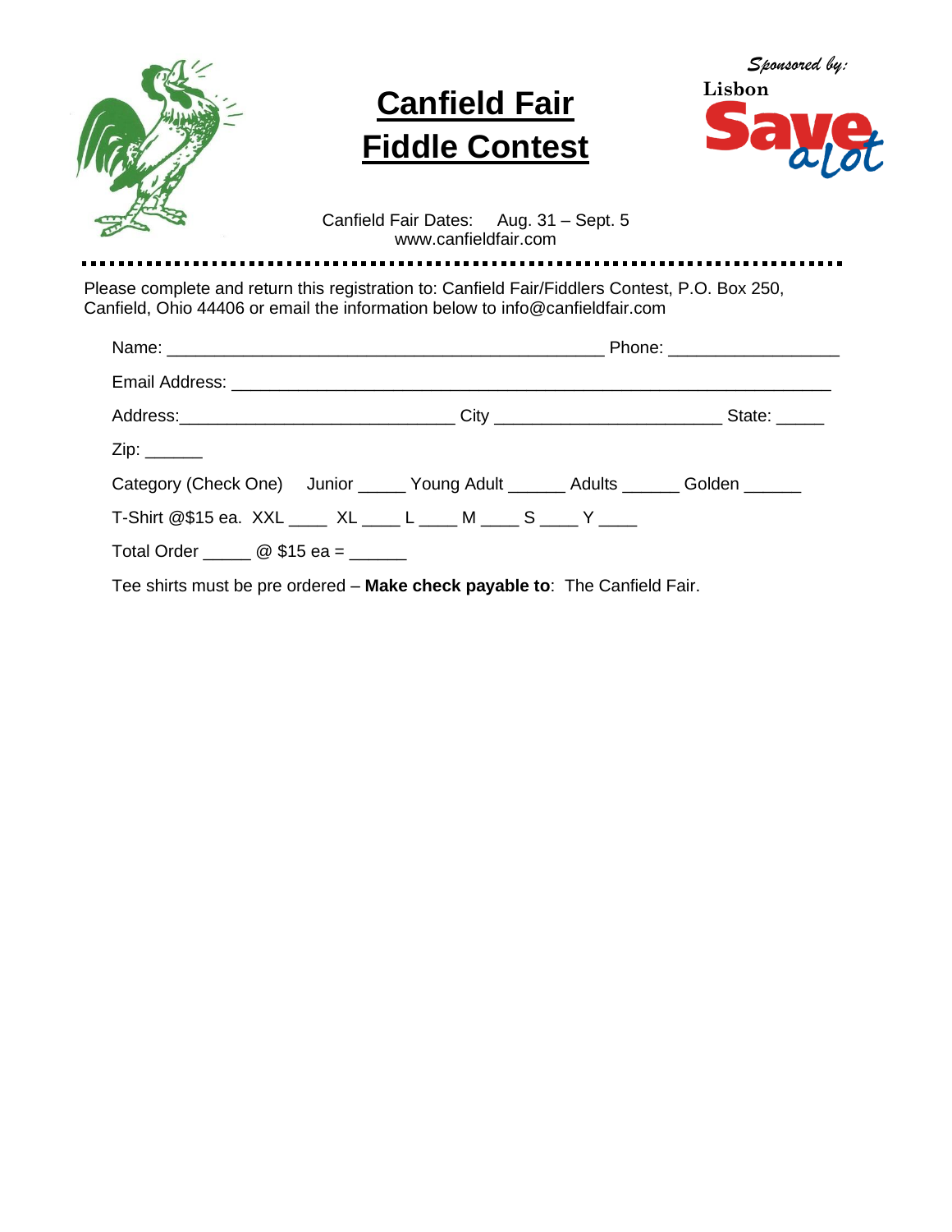# Canfield Fair Fiddle Contest

*Sponsored by:*
Lisbon Save a lot

Canfield Fair Dates: Aug. 31 – Sept. 5
www.canfieldfair.com

Please complete and return this registration to: Canfield Fair/Fiddlers Contest, P.O. Box 250, Canfield, Ohio 44406 or email the information below to info@canfieldfair.com

Name: _______________________________________________ Phone: __________________

Email Address: ____________________________________________________________________

Address:______________________________ City ________________________ State: _____

Zip: ______

Category (Check One) Junior _____ Young Adult ______ Adults ______ Golden ______

T-Shirt @$15 ea. XXL ____ XL ____ L ____ M ____ S ____ Y ____

Total Order _____ @ $15 ea = ______

Tee shirts must be pre ordered – **Make check payable to**: The Canfield Fair.